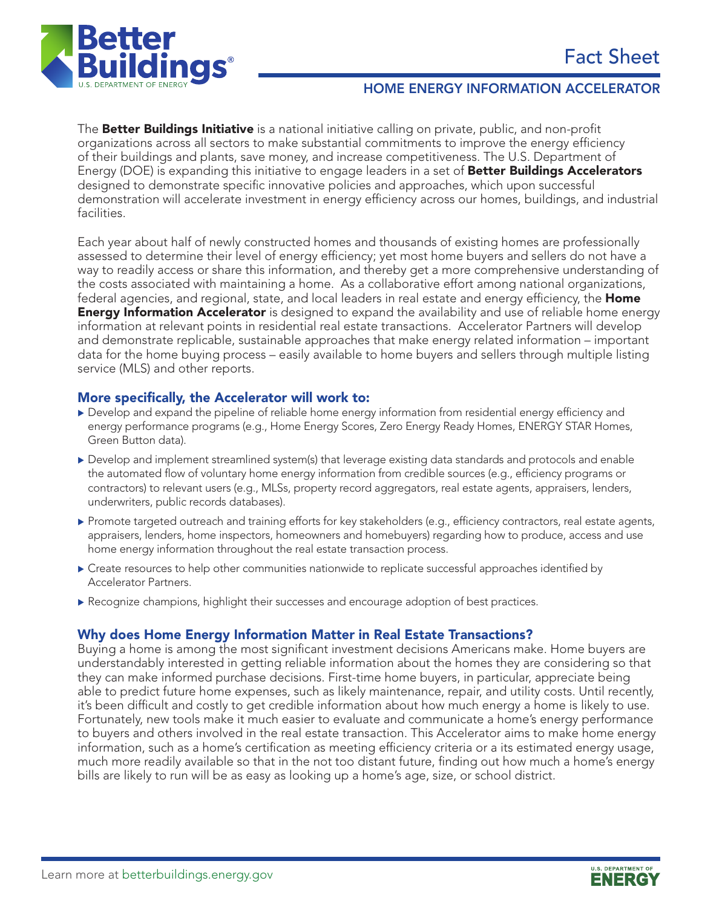# Fact Sheet

## HOME ENERGY INFORMATION ACCELERATOR

The **Better Buildings Initiative** is a national initiative calling on private, public, and non-profit organizations across all sectors to make substantial commitments to improve the energy efficiency of their buildings and plants, save money, and increase competitiveness. The U.S. Department of Energy (DOE) is expanding this initiative to engage leaders in a set of **Better Buildings Accelerators** designed to demonstrate specific innovative policies and approaches, which upon successful demonstration will accelerate investment in energy efficiency across our homes, buildings, and industrial facilities.

Each year about half of newly constructed homes and thousands of existing homes are professionally assessed to determine their level of energy efficiency; yet most home buyers and sellers do not have a way to readily access or share this information, and thereby get a more comprehensive understanding of the costs associated with maintaining a home. As a collaborative effort among national organizations, federal agencies, and regional, state, and local leaders in real estate and energy efficiency, the **Home Energy Information Accelerator** is designed to expand the availability and use of reliable home energy information at relevant points in residential real estate transactions. Accelerator Partners will develop and demonstrate replicable, sustainable approaches that make energy related information – important data for the home buying process – easily available to home buyers and sellers through multiple listing service (MLS) and other reports.

### More specifically, the Accelerator will work to:

- Develop and expand the pipeline of reliable home energy information from residential energy efficiency and energy performance programs (e.g., Home Energy Scores, Zero Energy Ready Homes, ENERGY STAR Homes, Green Button data).
- Develop and implement streamlined system(s) that leverage existing data standards and protocols and enable the automated flow of voluntary home energy information from credible sources (e.g., efficiency programs or contractors) to relevant users (e.g., MLSs, property record aggregators, real estate agents, appraisers, lenders, underwriters, public records databases).
- Promote targeted outreach and training efforts for key stakeholders (e.g., efficiency contractors, real estate agents, appraisers, lenders, home inspectors, homeowners and homebuyers) regarding how to produce, access and use home energy information throughout the real estate transaction process.
- Create resources to help other communities nationwide to replicate successful approaches identified by Accelerator Partners.
- Recognize champions, highlight their successes and encourage adoption of best practices.

### Why does Home Energy Information Matter in Real Estate Transactions?

Buying a home is among the most significant investment decisions Americans make. Home buyers are understandably interested in getting reliable information about the homes they are considering so that they can make informed purchase decisions. First-time home buyers, in particular, appreciate being able to predict future home expenses, such as likely maintenance, repair, and utility costs. Until recently, it's been difficult and costly to get credible information about how much energy a home is likely to use. Fortunately, new tools make it much easier to evaluate and communicate a home's energy performance to buyers and others involved in the real estate transaction. This Accelerator aims to make home energy information, such as a home's certification as meeting efficiency criteria or a its estimated energy usage, much more readily available so that in the not too distant future, finding out how much a home's energy bills are likely to run will be as easy as looking up a home's age, size, or school district.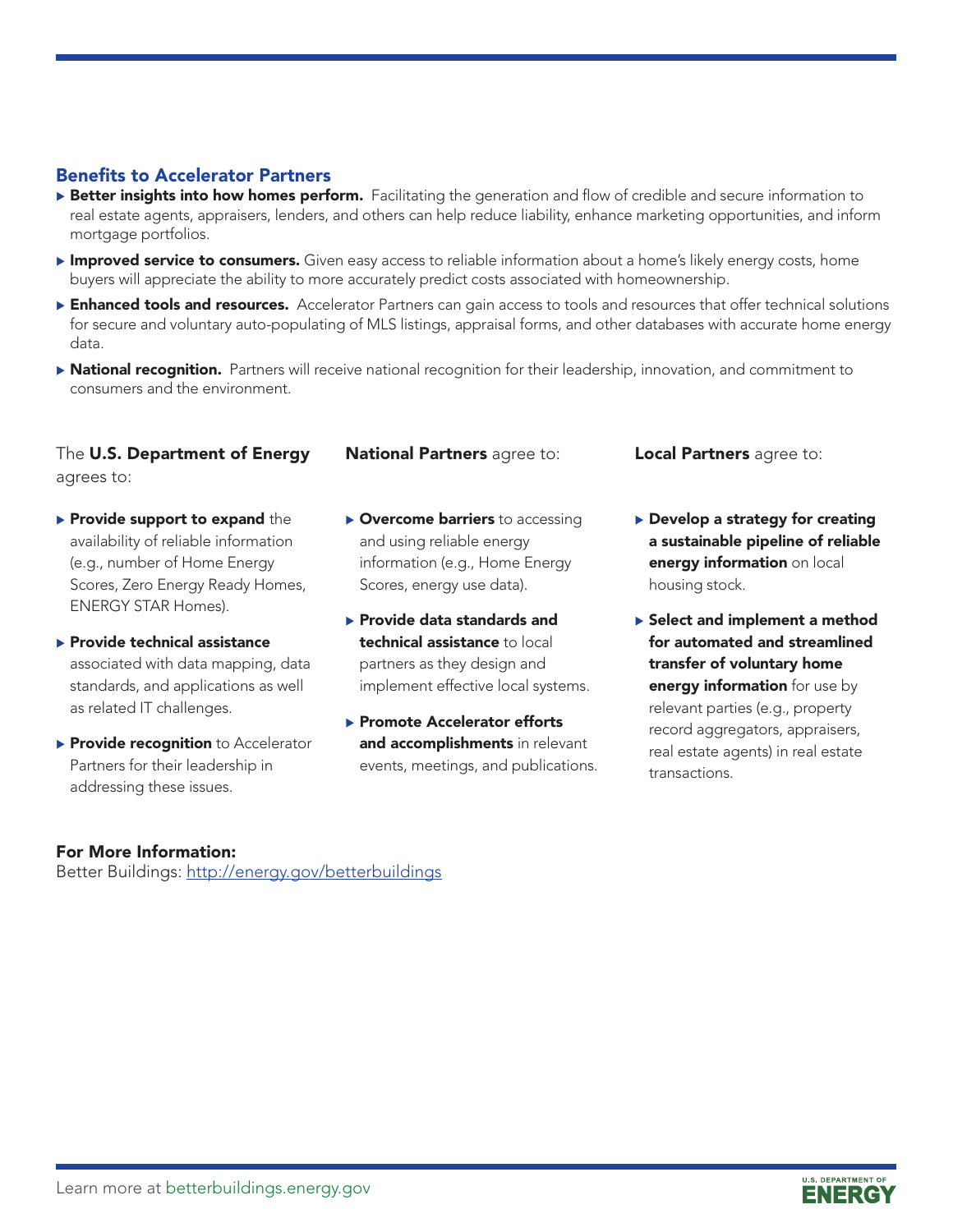## Benefits to Accelerator Partners

- **Better insights into how homes perform.** Facilitating the generation and flow of credible and secure information to real estate agents, appraisers, lenders, and others can help reduce liability, enhance marketing opportunities, and inform mortgage portfolios.
- **Improved service to consumers.** Given easy access to reliable information about a home's likely energy costs, home buyers will appreciate the ability to more accurately predict costs associated with homeownership.
- **Enhanced tools and resources.** Accelerator Partners can gain access to tools and resources that offer technical solutions for secure and voluntary auto-populating of MLS listings, appraisal forms, and other databases with accurate home energy data.
- **National recognition.** Partners will receive national recognition for their leadership, innovation, and commitment to consumers and the environment.

The **U.S. Department of Energy** agrees to:

- **Provide support to expand** the availability of reliable information (e.g., number of Home Energy Scores, Zero Energy Ready Homes, ENERGY STAR Homes).
- **Provide technical assistance** associated with data mapping, data standards, and applications as well as related IT challenges.
- **Provide recognition** to Accelerator Partners for their leadership in addressing these issues.

**National Partners** agree to:

- **Overcome barriers** to accessing and using reliable energy information (e.g., Home Energy Scores, energy use data).
- **Provide data standards and technical assistance** to local partners as they design and implement effective local systems.
- **Promote Accelerator efforts and accomplishments** in relevant events, meetings, and publications.

**Local Partners** agree to:

- **Develop a strategy for creating a sustainable pipeline of reliable energy information** on local housing stock.
- **Select and implement a method for automated and streamlined transfer of voluntary home energy information** for use by relevant parties (e.g., property record aggregators, appraisers, real estate agents) in real estate transactions.

**For More Information:**
Better Buildings: http://energy.gov/betterbuildings

Learn more at betterbuildings.energy.gov